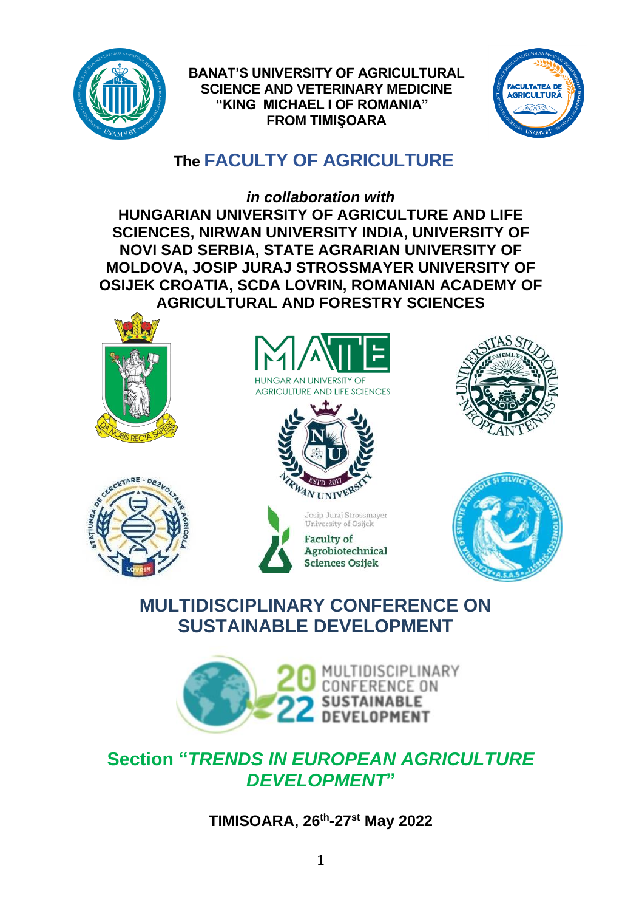**BANAT'S UNIVERSITY OF AGRICULTURAL SCIENCE AND VETERINARY MEDICINE "KING MICHAEL I OF ROMANIA" FROM TIMIŞOARA**

# The FACULTY OF AGRICULTURE

***in collaboration with***

**HUNGARIAN UNIVERSITY OF AGRICULTURE AND LIFE SCIENCES, NIRWAN UNIVERSITY INDIA, UNIVERSITY OF NOVI SAD SERBIA, STATE AGRARIAN UNIVERSITY OF MOLDOVA, JOSIP JURAJ STROSSMAYER UNIVERSITY OF OSIJEK CROATIA, SCDA LOVRIN, ROMANIAN ACADEMY OF AGRICULTURAL AND FORESTRY SCIENCES**

# MULTIDISCIPLINARY CONFERENCE ON SUSTAINABLE DEVELOPMENT

## Section "*TRENDS IN EUROPEAN AGRICULTURE DEVELOPMENT*"

**TIMISOARA, 26th-27st May 2022**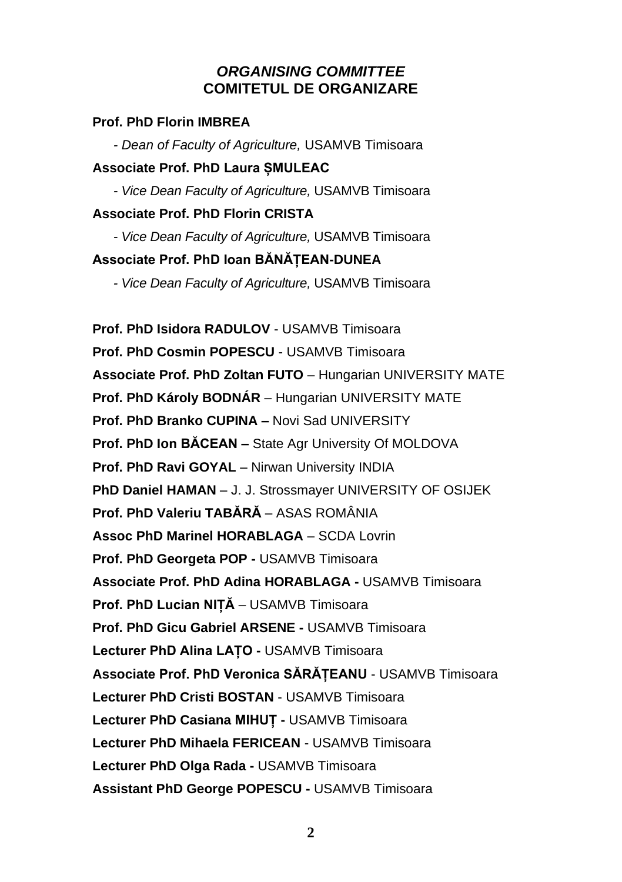## *ORGANISING COMMITTEE*
## COMITETUL DE ORGANIZARE

**Prof. PhD Florin IMBREA**

- *Dean of Faculty of Agriculture,* USAMVB Timisoara

**Associate Prof. PhD Laura ȘMULEAC**

- *Vice Dean Faculty of Agriculture,* USAMVB Timisoara

**Associate Prof. PhD Florin CRISTA**

- *Vice Dean Faculty of Agriculture,* USAMVB Timisoara

**Associate Prof. PhD Ioan BĂNĂȚEAN-DUNEA**

- *Vice Dean Faculty of Agriculture,* USAMVB Timisoara

**Prof. PhD Isidora RADULOV** - USAMVB Timisoara
**Prof. PhD Cosmin POPESCU** - USAMVB Timisoara
**Associate Prof. PhD Zoltan FUTO** – Hungarian UNIVERSITY MATE
**Prof. PhD Károly BODNÁR** – Hungarian UNIVERSITY MATE
**Prof. PhD Branko CUPINA –** Novi Sad UNIVERSITY
**Prof. PhD Ion BĂCEAN –** State Agr University Of MOLDOVA
**Prof. PhD Ravi GOYAL** – Nirwan University INDIA
**PhD Daniel HAMAN** – J. J. Strossmayer UNIVERSITY OF OSIJEK
**Prof. PhD Valeriu TABĂRĂ** – ASAS ROMÂNIA
**Assoc PhD Marinel HORABLAGA** – SCDA Lovrin
**Prof. PhD Georgeta POP -** USAMVB Timisoara
**Associate Prof. PhD Adina HORABLAGA -** USAMVB Timisoara
**Prof. PhD Lucian NIȚĂ** – USAMVB Timisoara
**Prof. PhD Gicu Gabriel ARSENE -** USAMVB Timisoara
**Lecturer PhD Alina LAȚO -** USAMVB Timisoara
**Associate Prof. PhD Veronica SĂRĂȚEANU** - USAMVB Timisoara
**Lecturer PhD Cristi BOSTAN** - USAMVB Timisoara
**Lecturer PhD Casiana MIHUȚ -** USAMVB Timisoara
**Lecturer PhD Mihaela FERICEAN** - USAMVB Timisoara
**Lecturer PhD Olga Rada -** USAMVB Timisoara
**Assistant PhD George POPESCU -** USAMVB Timisoara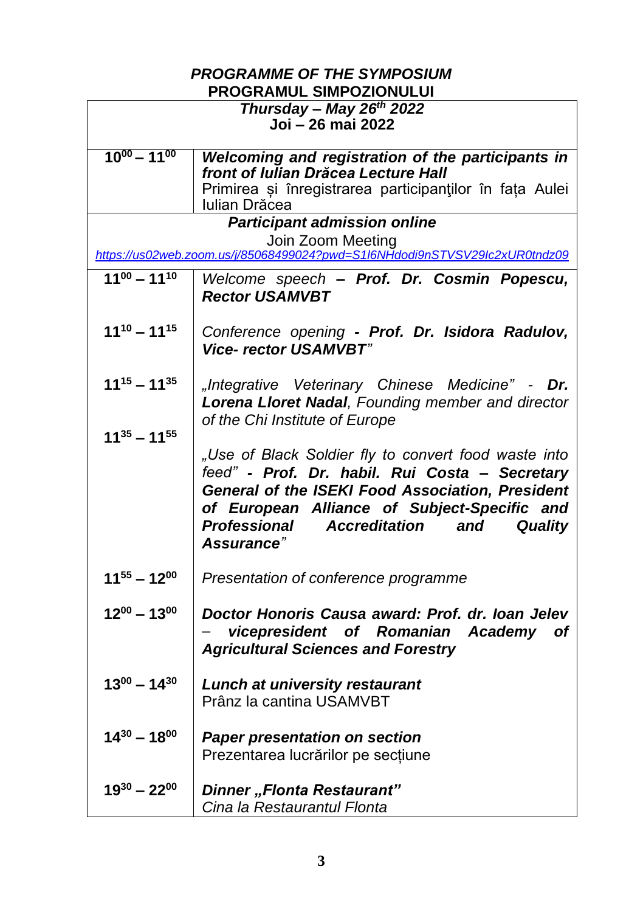***PROGRAMME OF THE SYMPOSIUM***
**PROGRAMUL SIMPOZIONULUI**

| ***Thursday – May 26$^{th}$ 2022*** **Joi – 26 mai 2022** | |
|---|---|
| **$10^{00} – 11^{00}$** | ***Welcoming and registration of the participants in front of Iulian Drăcea Lecture Hall*** Primirea și înregistrarea participanţilor în fața Aulei Iulian Drăcea |
| ***Participant admission online*** Join Zoom Meeting *https://us02web.zoom.us/j/85068499024?pwd=S1l6NHdodi9nSTVSV29Ic2xUR0tndz09* | |
| **$11^{00} – 11^{10}$** | *Welcome speech* ***– Prof. Dr. Cosmin Popescu, Rector USAMVBT*** |
| **$11^{10} – 11^{15}$** | *Conference opening* ***- Prof. Dr. Isidora Radulov, Vice- rector USAMVBT"*** |
| **$11^{15} – 11^{35}$** | *„Integrative Veterinary Chinese Medicine" -* ***Dr. Lorena Lloret Nadal****, Founding member and director of the Chi Institute of Europe* |
| **$11^{35} – 11^{55}$** | *„Use of Black Soldier fly to convert food waste into feed"* ***- Prof. Dr. habil. Rui Costa – Secretary General of the ISEKI Food Association, President of European Alliance of Subject-Specific and Professional Accreditation and Quality Assurance"*** |
| **$11^{55} – 12^{00}$** | *Presentation of conference programme* |
| **$12^{00} – 13^{00}$** | ***Doctor Honoris Causa award: Prof. dr. Ioan Jelev – vicepresident of Romanian Academy of Agricultural Sciences and Forestry*** |
| **$13^{00} – 14^{30}$** | ***Lunch at university restaurant*** Prânz la cantina USAMVBT |
| **$14^{30} – 18^{00}$** | ***Paper presentation on section*** Prezentarea lucrărilor pe secțiune |
| **$19^{30} – 22^{00}$** | ***Dinner „Flonta Restaurant"*** *Cina la Restaurantul Flonta* |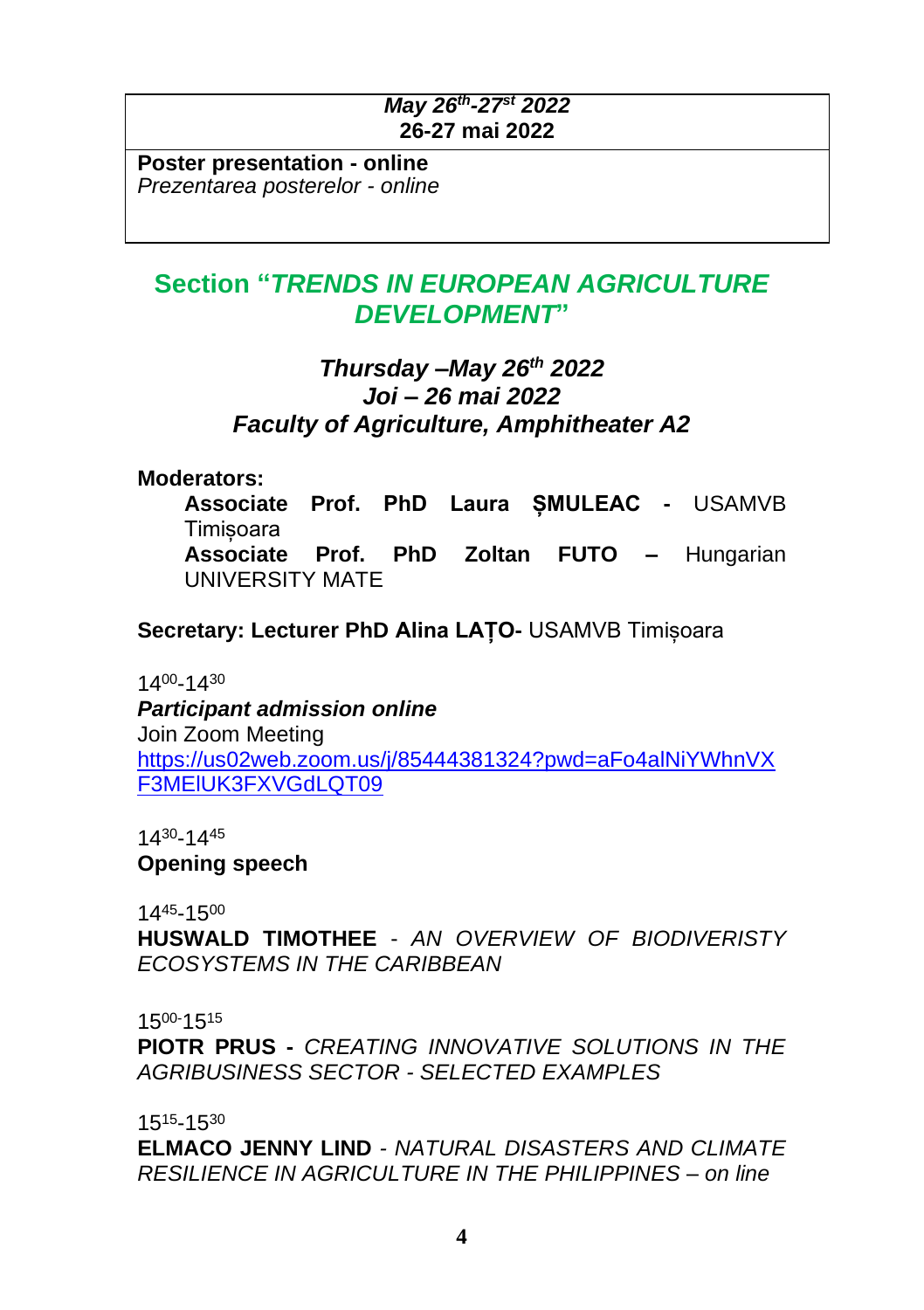| *May 26th-27st 2022* **26-27 mai 2022** |
| --- |
| **Poster presentation - online** *Prezentarea posterelor - online* |

## Section "*TRENDS IN EUROPEAN AGRICULTURE DEVELOPMENT*"

### *Thursday –May 26th 2022*
### *Joi – 26 mai 2022*
### *Faculty of Agriculture, Amphitheater A2*

**Moderators:**

**Associate Prof. PhD Laura ȘMULEAC -** USAMVB Timișoara
**Associate Prof. PhD Zoltan FUTO –** Hungarian UNIVERSITY MATE

**Secretary: Lecturer PhD Alina LAȚO-** USAMVB Timișoara

$14^{00}$-$14^{30}$
***Participant admission online***
Join Zoom Meeting
https://us02web.zoom.us/j/85444381324?pwd=aFo4alNiYWhnVXF3MElUK3FXVGdLQT09

$14^{30}$-$14^{45}$
**Opening speech**

$14^{45}$-$15^{00}$
**HUSWALD TIMOTHEE** - *AN OVERVIEW OF BIODIVERISTY ECOSYSTEMS IN THE CARIBBEAN*

$15^{00}$-$15^{15}$
**PIOTR PRUS -** *CREATING INNOVATIVE SOLUTIONS IN THE AGRIBUSINESS SECTOR - SELECTED EXAMPLES*

$15^{15}$-$15^{30}$
**ELMACO JENNY LIND** - *NATURAL DISASTERS AND CLIMATE RESILIENCE IN AGRICULTURE IN THE PHILIPPINES – on line*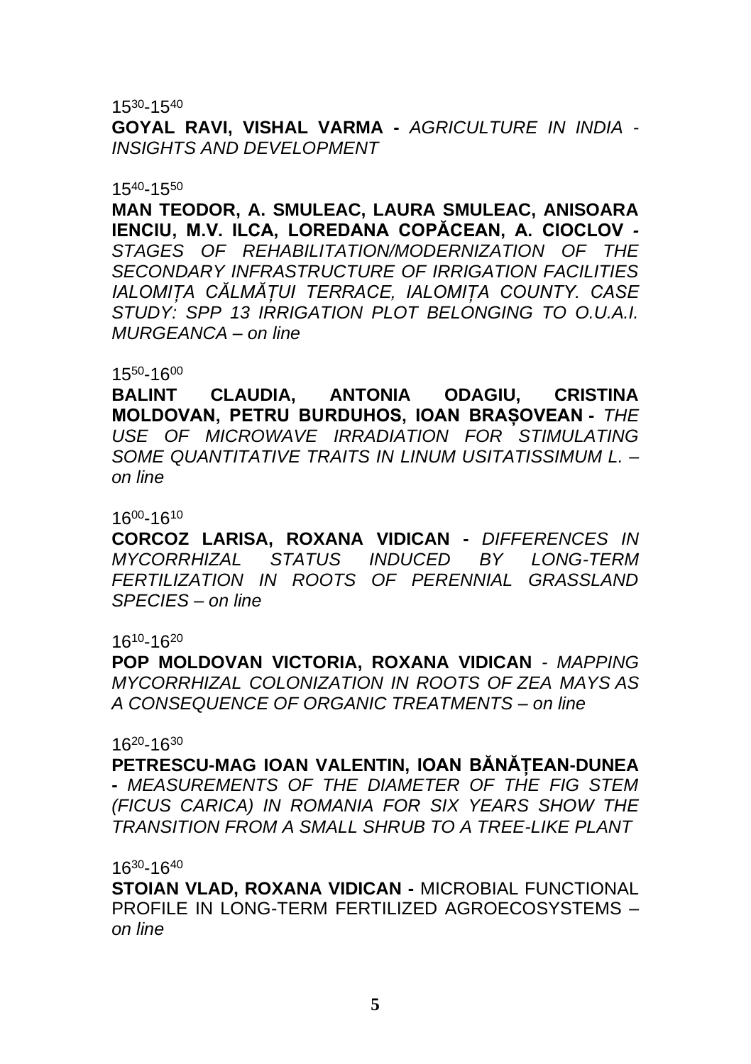$15^{30}$-$15^{40}$

**GOYAL RAVI, VISHAL VARMA -** *AGRICULTURE IN INDIA - INSIGHTS AND DEVELOPMENT*

$15^{40}$-$15^{50}$

**MAN TEODOR, A. SMULEAC, LAURA SMULEAC, ANISOARA IENCIU, M.V. ILCA, LOREDANA COPĂCEAN, A. CIOCLOV -** *STAGES OF REHABILITATION/MODERNIZATION OF THE SECONDARY INFRASTRUCTURE OF IRRIGATION FACILITIES IALOMIȚA CĂLMĂȚUI TERRACE, IALOMIȚA COUNTY. CASE STUDY: SPP 13 IRRIGATION PLOT BELONGING TO O.U.A.I. MURGEANCA – on line*

$15^{50}$-$16^{00}$

**BALINT CLAUDIA, ANTONIA ODAGIU, CRISTINA MOLDOVAN, PETRU BURDUHOS, IOAN BRAȘOVEAN -** *THE USE OF MICROWAVE IRRADIATION FOR STIMULATING SOME QUANTITATIVE TRAITS IN LINUM USITATISSIMUM L. – on line*

$16^{00}$-$16^{10}$

**CORCOZ LARISA, ROXANA VIDICAN -** *DIFFERENCES IN MYCORRHIZAL STATUS INDUCED BY LONG-TERM FERTILIZATION IN ROOTS OF PERENNIAL GRASSLAND SPECIES – on line*

$16^{10}$-$16^{20}$

**POP MOLDOVAN VICTORIA, ROXANA VIDICAN** - *MAPPING MYCORRHIZAL COLONIZATION IN ROOTS OF ZEA MAYS AS A CONSEQUENCE OF ORGANIC TREATMENTS – on line*

$16^{20}$-$16^{30}$

**PETRESCU-MAG IOAN VALENTIN, IOAN BĂNĂȚEAN-DUNEA -** *MEASUREMENTS OF THE DIAMETER OF THE FIG STEM (FICUS CARICA) IN ROMANIA FOR SIX YEARS SHOW THE TRANSITION FROM A SMALL SHRUB TO A TREE-LIKE PLANT*

$16^{30}$-$16^{40}$

**STOIAN VLAD, ROXANA VIDICAN -** MICROBIAL FUNCTIONAL PROFILE IN LONG-TERM FERTILIZED AGROECOSYSTEMS – *on line*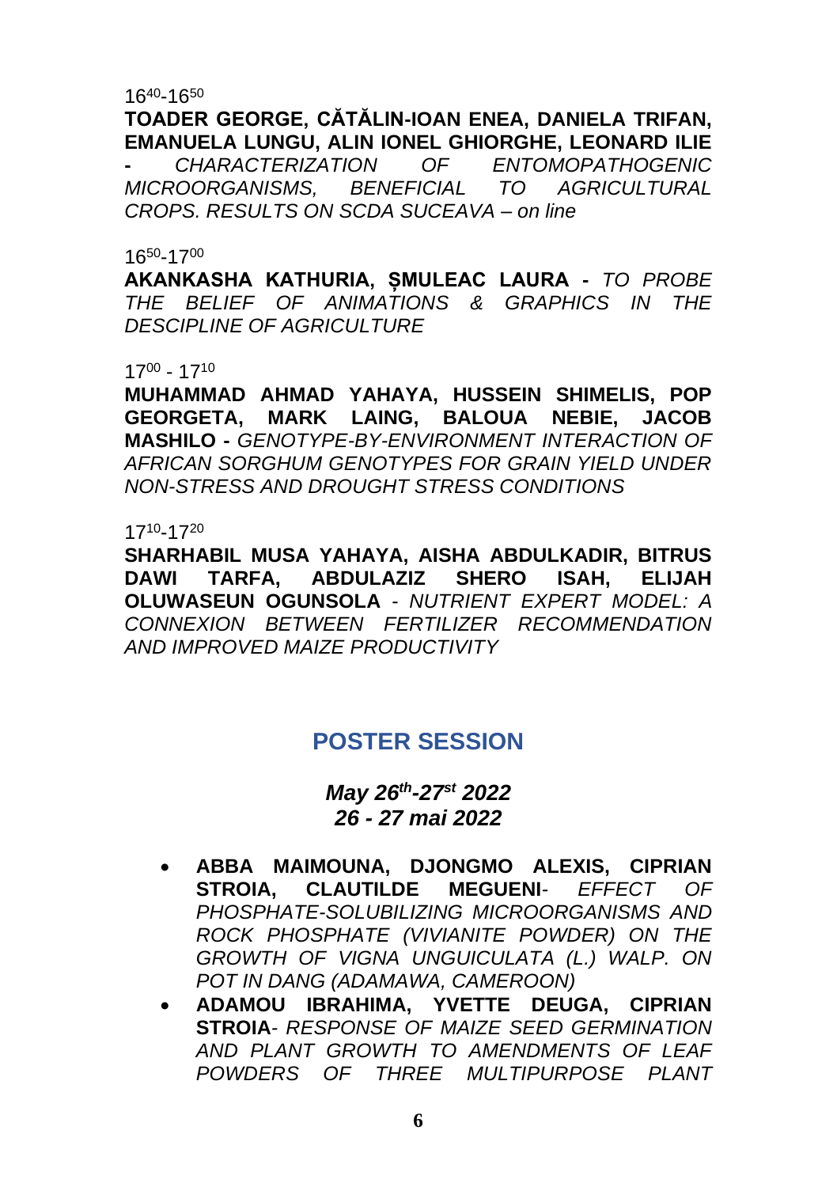$16^{40}$-$16^{50}$

**TOADER GEORGE, CĂTĂLIN-IOAN ENEA, DANIELA TRIFAN, EMANUELA LUNGU, ALIN IONEL GHIORGHE, LEONARD ILIE -** *CHARACTERIZATION OF ENTOMOPATHOGENIC MICROORGANISMS, BENEFICIAL TO AGRICULTURAL CROPS. RESULTS ON SCDA SUCEAVA – on line*

$16^{50}$-$17^{00}$

**AKANKASHA KATHURIA, ȘMULEAC LAURA -** *TO PROBE THE BELIEF OF ANIMATIONS & GRAPHICS IN THE DESCIPLINE OF AGRICULTURE*

$17^{00}$ - $17^{10}$

**MUHAMMAD AHMAD YAHAYA, HUSSEIN SHIMELIS, POP GEORGETA, MARK LAING, BALOUA NEBIE, JACOB MASHILO -** *GENOTYPE-BY-ENVIRONMENT INTERACTION OF AFRICAN SORGHUM GENOTYPES FOR GRAIN YIELD UNDER NON-STRESS AND DROUGHT STRESS CONDITIONS*

$17^{10}$-$17^{20}$

**SHARHABIL MUSA YAHAYA, AISHA ABDULKADIR, BITRUS DAWI TARFA, ABDULAZIZ SHERO ISAH, ELIJAH OLUWASEUN OGUNSOLA** - *NUTRIENT EXPERT MODEL: A CONNEXION BETWEEN FERTILIZER RECOMMENDATION AND IMPROVED MAIZE PRODUCTIVITY*

## POSTER SESSION

***May 26th-27st 2022***
***26 - 27 mai 2022***

- **ABBA MAIMOUNA, DJONGMO ALEXIS, CIPRIAN STROIA, CLAUTILDE MEGUENI**- *EFFECT OF PHOSPHATE-SOLUBILIZING MICROORGANISMS AND ROCK PHOSPHATE (VIVIANITE POWDER) ON THE GROWTH OF VIGNA UNGUICULATA (L.) WALP. ON POT IN DANG (ADAMAWA, CAMEROON)*
- **ADAMOU IBRAHIMA, YVETTE DEUGA, CIPRIAN STROIA**- *RESPONSE OF MAIZE SEED GERMINATION AND PLANT GROWTH TO AMENDMENTS OF LEAF POWDERS OF THREE MULTIPURPOSE PLANT*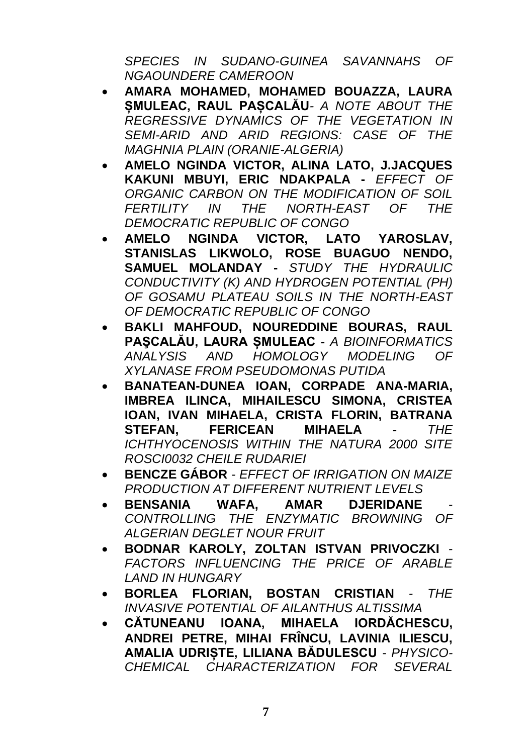*SPECIES IN SUDANO-GUINEA SAVANNAHS OF NGAOUNDERE CAMEROON*

- **AMARA MOHAMED, MOHAMED BOUAZZA, LAURA ȘMULEAC, RAUL PAȘCALĂU**- *A NOTE ABOUT THE REGRESSIVE DYNAMICS OF THE VEGETATION IN SEMI-ARID AND ARID REGIONS: CASE OF THE MAGHNIA PLAIN (ORANIE-ALGERIA)*
- **AMELO NGINDA VICTOR, ALINA LATO, J.JACQUES KAKUNI MBUYI, ERIC NDAKPALA -** *EFFECT OF ORGANIC CARBON ON THE MODIFICATION OF SOIL FERTILITY IN THE NORTH-EAST OF THE DEMOCRATIC REPUBLIC OF CONGO*
- **AMELO NGINDA VICTOR, LATO YAROSLAV, STANISLAS LIKWOLO, ROSE BUAGUO NENDO, SAMUEL MOLANDAY -** *STUDY THE HYDRAULIC CONDUCTIVITY (K) AND HYDROGEN POTENTIAL (PH) OF GOSAMU PLATEAU SOILS IN THE NORTH-EAST OF DEMOCRATIC REPUBLIC OF CONGO*
- **BAKLI MAHFOUD, NOUREDDINE BOURAS, RAUL PAŞCALĂU, LAURA ȘMULEAC -** *A BIOINFORMATICS ANALYSIS AND HOMOLOGY MODELING OF XYLANASE FROM PSEUDOMONAS PUTIDA*
- **BANATEAN-DUNEA IOAN, CORPADE ANA-MARIA, IMBREA ILINCA, MIHAILESCU SIMONA, CRISTEA IOAN, IVAN MIHAELA, CRISTA FLORIN, BATRANA STEFAN, FERICEAN MIHAELA -** *THE ICHTHYOCENOSIS WITHIN THE NATURA 2000 SITE ROSCI0032 CHEILE RUDARIEI*
- **BENCZE GÁBOR** - *EFFECT OF IRRIGATION ON MAIZE PRODUCTION AT DIFFERENT NUTRIENT LEVELS*
- **BENSANIA WAFA, AMAR DJERIDANE** - *CONTROLLING THE ENZYMATIC BROWNING OF ALGERIAN DEGLET NOUR FRUIT*
- **BODNAR KAROLY, ZOLTAN ISTVAN PRIVOCZKI** - *FACTORS INFLUENCING THE PRICE OF ARABLE LAND IN HUNGARY*
- **BORLEA FLORIAN, BOSTAN CRISTIAN** - *THE INVASIVE POTENTIAL OF AILANTHUS ALTISSIMA*
- **CĂTUNEANU IOANA, MIHAELA IORDĂCHESCU, ANDREI PETRE, MIHAI FRÎNCU, LAVINIA ILIESCU, AMALIA UDRIȘTE, LILIANA BĂDULESCU** - *PHYSICO-CHEMICAL CHARACTERIZATION FOR SEVERAL*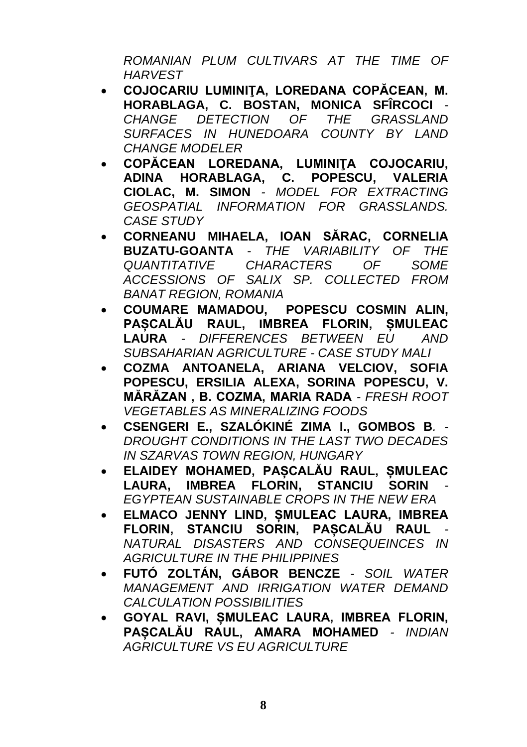*ROMANIAN PLUM CULTIVARS AT THE TIME OF HARVEST*

- **COJOCARIU LUMINIŢA, LOREDANA COPĂCEAN, M. HORABLAGA, C. BOSTAN, MONICA SFÎRCOCI** - *CHANGE DETECTION OF THE GRASSLAND SURFACES IN HUNEDOARA COUNTY BY LAND CHANGE MODELER*
- **COPĂCEAN LOREDANA, LUMINIŢA COJOCARIU, ADINA HORABLAGA, C. POPESCU, VALERIA CIOLAC, M. SIMON** - *MODEL FOR EXTRACTING GEOSPATIAL INFORMATION FOR GRASSLANDS. CASE STUDY*
- **CORNEANU MIHAELA, IOAN SĂRAC, CORNELIA BUZATU-GOANTA** - *THE VARIABILITY OF THE QUANTITATIVE CHARACTERS OF SOME ACCESSIONS OF SALIX SP. COLLECTED FROM BANAT REGION, ROMANIA*
- **COUMARE MAMADOU, POPESCU COSMIN ALIN, PAȘCALĂU RAUL, IMBREA FLORIN, ȘMULEAC LAURA** - *DIFFERENCES BETWEEN EU AND SUBSAHARIAN AGRICULTURE - CASE STUDY MALI*
- **COZMA ANTOANELA, ARIANA VELCIOV, SOFIA POPESCU, ERSILIA ALEXA, SORINA POPESCU, V. MĂRĂZAN , B. COZMA, MARIA RADA** - *FRESH ROOT VEGETABLES AS MINERALIZING FOODS*
- **CSENGERI E., SZALÓKINÉ ZIMA I., GOMBOS B**. - *DROUGHT CONDITIONS IN THE LAST TWO DECADES IN SZARVAS TOWN REGION, HUNGARY*
- **ELAIDEY MOHAMED, PAȘCALĂU RAUL, ȘMULEAC LAURA, IMBREA FLORIN, STANCIU SORIN** - *EGYPTEAN SUSTAINABLE CROPS IN THE NEW ERA*
- **ELMACO JENNY LIND, ȘMULEAC LAURA, IMBREA FLORIN, STANCIU SORIN, PAȘCALĂU RAUL** - *NATURAL DISASTERS AND CONSEQUEINCES IN AGRICULTURE IN THE PHILIPPINES*
- **FUTÓ ZOLTÁN, GÁBOR BENCZE** - *SOIL WATER MANAGEMENT AND IRRIGATION WATER DEMAND CALCULATION POSSIBILITIES*
- **GOYAL RAVI, ȘMULEAC LAURA, IMBREA FLORIN, PAȘCALĂU RAUL, AMARA MOHAMED** - *INDIAN AGRICULTURE VS EU AGRICULTURE*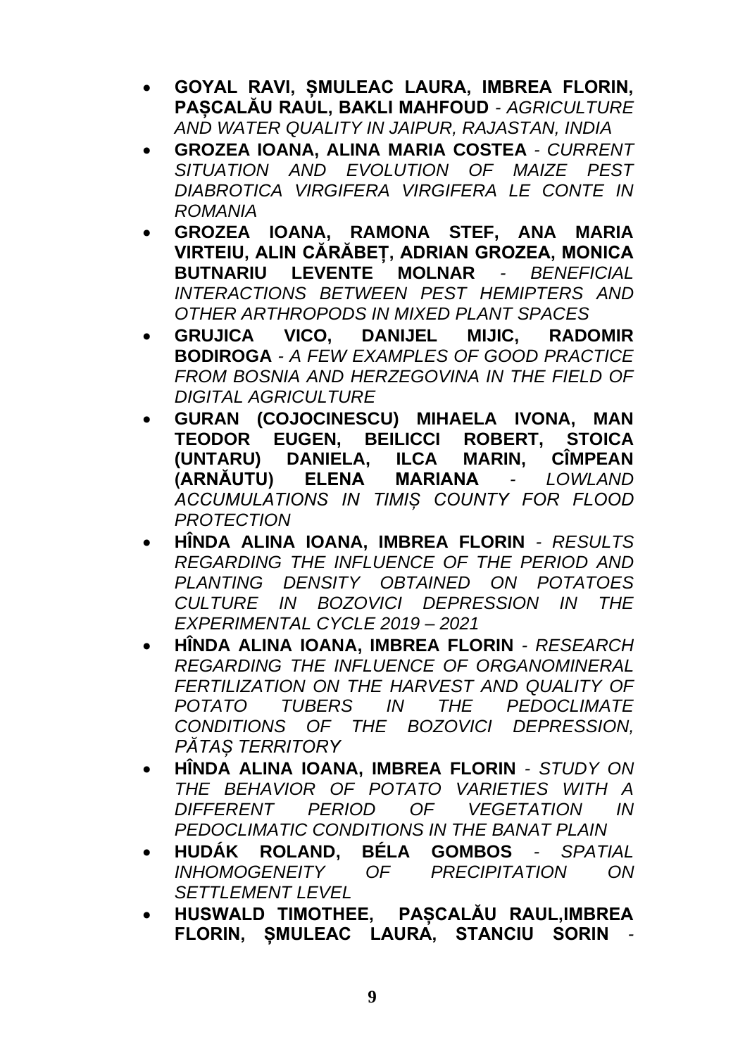- **GOYAL RAVI, ȘMULEAC LAURA, IMBREA FLORIN, PAȘCALĂU RAUL, BAKLI MAHFOUD** - *AGRICULTURE AND WATER QUALITY IN JAIPUR, RAJASTAN, INDIA*
- **GROZEA IOANA, ALINA MARIA COSTEA** - *CURRENT SITUATION AND EVOLUTION OF MAIZE PEST DIABROTICA VIRGIFERA VIRGIFERA LE CONTE IN ROMANIA*
- **GROZEA IOANA, RAMONA STEF, ANA MARIA VIRTEIU, ALIN CĂRĂBEȚ, ADRIAN GROZEA, MONICA BUTNARIU LEVENTE MOLNAR** - *BENEFICIAL INTERACTIONS BETWEEN PEST HEMIPTERS AND OTHER ARTHROPODS IN MIXED PLANT SPACES*
- **GRUJICA VICO, DANIJEL MIJIC, RADOMIR BODIROGA** - *A FEW EXAMPLES OF GOOD PRACTICE FROM BOSNIA AND HERZEGOVINA IN THE FIELD OF DIGITAL AGRICULTURE*
- **GURAN (COJOCINESCU) MIHAELA IVONA, MAN TEODOR EUGEN, BEILICCI ROBERT, STOICA (UNTARU) DANIELA, ILCA MARIN, CÎMPEAN (ARNĂUTU) ELENA MARIANA** - *LOWLAND ACCUMULATIONS IN TIMIȘ COUNTY FOR FLOOD PROTECTION*
- **HÎNDA ALINA IOANA, IMBREA FLORIN** - *RESULTS REGARDING THE INFLUENCE OF THE PERIOD AND PLANTING DENSITY OBTAINED ON POTATOES CULTURE IN BOZOVICI DEPRESSION IN THE EXPERIMENTAL CYCLE 2019 – 2021*
- **HÎNDA ALINA IOANA, IMBREA FLORIN** - *RESEARCH REGARDING THE INFLUENCE OF ORGANOMINERAL FERTILIZATION ON THE HARVEST AND QUALITY OF POTATO TUBERS IN THE PEDOCLIMATE CONDITIONS OF THE BOZOVICI DEPRESSION, PĂTAȘ TERRITORY*
- **HÎNDA ALINA IOANA, IMBREA FLORIN** - *STUDY ON THE BEHAVIOR OF POTATO VARIETIES WITH A DIFFERENT PERIOD OF VEGETATION IN PEDOCLIMATIC CONDITIONS IN THE BANAT PLAIN*
- **HUDÁK ROLAND, BÉLA GOMBOS** - *SPATIAL INHOMOGENEITY OF PRECIPITATION ON SETTLEMENT LEVEL*
- **HUSWALD TIMOTHEE, PAȘCALĂU RAUL,IMBREA FLORIN, ȘMULEAC LAURA, STANCIU SORIN** -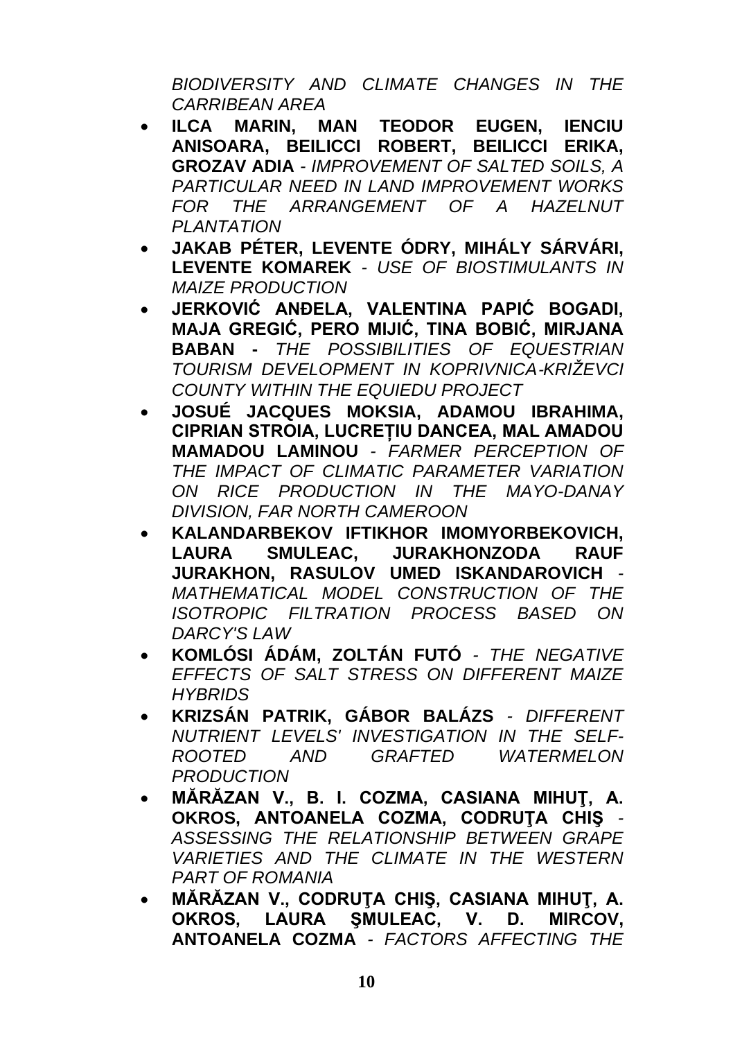*BIODIVERSITY AND CLIMATE CHANGES IN THE CARRIBEAN AREA*

- **ILCA MARIN, MAN TEODOR EUGEN, IENCIU ANISOARA, BEILICCI ROBERT, BEILICCI ERIKA, GROZAV ADIA** - *IMPROVEMENT OF SALTED SOILS, A PARTICULAR NEED IN LAND IMPROVEMENT WORKS FOR THE ARRANGEMENT OF A HAZELNUT PLANTATION*
- **JAKAB PÉTER, LEVENTE ÓDRY, MIHÁLY SÁRVÁRI, LEVENTE KOMAREK** - *USE OF BIOSTIMULANTS IN MAIZE PRODUCTION*
- **JERKOVIĆ ANĐELA, VALENTINA PAPIĆ BOGADI, MAJA GREGIĆ, PERO MIJIĆ, TINA BOBIĆ, MIRJANA BABAN -** *THE POSSIBILITIES OF EQUESTRIAN TOURISM DEVELOPMENT IN KOPRIVNICA-KRIŽEVCI COUNTY WITHIN THE EQUIEDU PROJECT*
- **JOSUÉ JACQUES MOKSIA, ADAMOU IBRAHIMA, CIPRIAN STROIA, LUCREȚIU DANCEA, MAL AMADOU MAMADOU LAMINOU** - *FARMER PERCEPTION OF THE IMPACT OF CLIMATIC PARAMETER VARIATION ON RICE PRODUCTION IN THE MAYO-DANAY DIVISION, FAR NORTH CAMEROON*
- **KALANDARBEKOV IFTIKHOR IMOMYORBEKOVICH, LAURA SMULEAC, JURAKHONZODA RAUF JURAKHON, RASULOV UMED ISKANDAROVICH** - *MATHEMATICAL MODEL CONSTRUCTION OF THE ISOTROPIC FILTRATION PROCESS BASED ON DARCY'S LAW*
- **KOMLÓSI ÁDÁM, ZOLTÁN FUTÓ** - *THE NEGATIVE EFFECTS OF SALT STRESS ON DIFFERENT MAIZE HYBRIDS*
- **KRIZSÁN PATRIK, GÁBOR BALÁZS** - *DIFFERENT NUTRIENT LEVELS' INVESTIGATION IN THE SELF-ROOTED AND GRAFTED WATERMELON PRODUCTION*
- **MĂRĂZAN V., B. I. COZMA, CASIANA MIHUŢ, A. OKROS, ANTOANELA COZMA, CODRUŢA CHIŞ** - *ASSESSING THE RELATIONSHIP BETWEEN GRAPE VARIETIES AND THE CLIMATE IN THE WESTERN PART OF ROMANIA*
- **MĂRĂZAN V., CODRUŢA CHIŞ, CASIANA MIHUŢ, A. OKROS, LAURA ŞMULEAC, V. D. MIRCOV, ANTOANELA COZMA** - *FACTORS AFFECTING THE*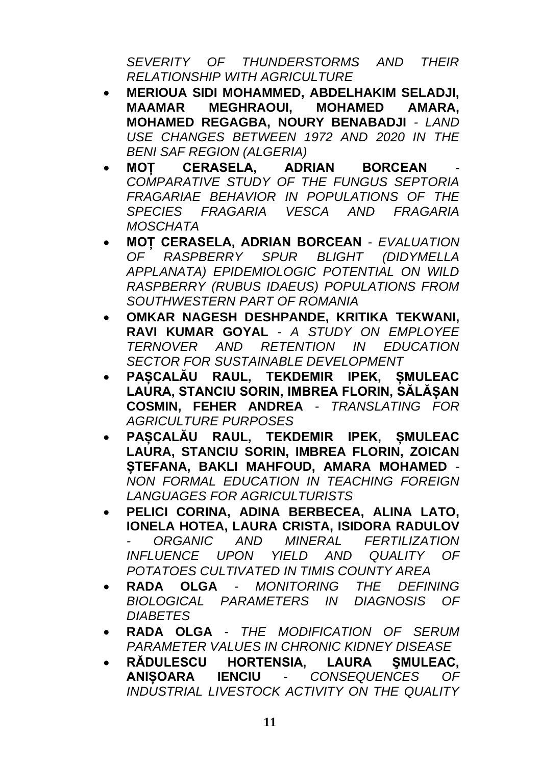*SEVERITY OF THUNDERSTORMS AND THEIR RELATIONSHIP WITH AGRICULTURE*

- **MERIOUA SIDI MOHAMMED, ABDELHAKIM SELADJI, MAAMAR MEGHRAOUI, MOHAMED AMARA, MOHAMED REGAGBA, NOURY BENABADJI** - *LAND USE CHANGES BETWEEN 1972 AND 2020 IN THE BENI SAF REGION (ALGERIA)*
- **MOȚ CERASELA, ADRIAN BORCEAN** - *COMPARATIVE STUDY OF THE FUNGUS SEPTORIA FRAGARIAE BEHAVIOR IN POPULATIONS OF THE SPECIES FRAGARIA VESCA AND FRAGARIA MOSCHATA*
- **MOȚ CERASELA, ADRIAN BORCEAN** - *EVALUATION OF RASPBERRY SPUR BLIGHT (DIDYMELLA APPLANATA) EPIDEMIOLOGIC POTENTIAL ON WILD RASPBERRY (RUBUS IDAEUS) POPULATIONS FROM SOUTHWESTERN PART OF ROMANIA*
- **OMKAR NAGESH DESHPANDE, KRITIKA TEKWANI, RAVI KUMAR GOYAL** - *A STUDY ON EMPLOYEE TERNOVER AND RETENTION IN EDUCATION SECTOR FOR SUSTAINABLE DEVELOPMENT*
- **PAȘCALĂU RAUL, TEKDEMIR IPEK, ȘMULEAC LAURA, STANCIU SORIN, IMBREA FLORIN, SĂLĂȘAN COSMIN, FEHER ANDREA** - *TRANSLATING FOR AGRICULTURE PURPOSES*
- **PAȘCALĂU RAUL, TEKDEMIR IPEK, ȘMULEAC LAURA, STANCIU SORIN, IMBREA FLORIN, ZOICAN ȘTEFANA, BAKLI MAHFOUD, AMARA MOHAMED** - *NON FORMAL EDUCATION IN TEACHING FOREIGN LANGUAGES FOR AGRICULTURISTS*
- **PELICI CORINA, ADINA BERBECEA, ALINA LATO, IONELA HOTEA, LAURA CRISTA, ISIDORA RADULOV** - *ORGANIC AND MINERAL FERTILIZATION INFLUENCE UPON YIELD AND QUALITY OF POTATOES CULTIVATED IN TIMIS COUNTY AREA*
- **RADA OLGA** - *MONITORING THE DEFINING BIOLOGICAL PARAMETERS IN DIAGNOSIS OF DIABETES*
- **RADA OLGA** - *THE MODIFICATION OF SERUM PARAMETER VALUES IN CHRONIC KIDNEY DISEASE*
- **RĂDULESCU HORTENSIA, LAURA ŞMULEAC, ANIȘOARA IENCIU** - *CONSEQUENCES OF INDUSTRIAL LIVESTOCK ACTIVITY ON THE QUALITY*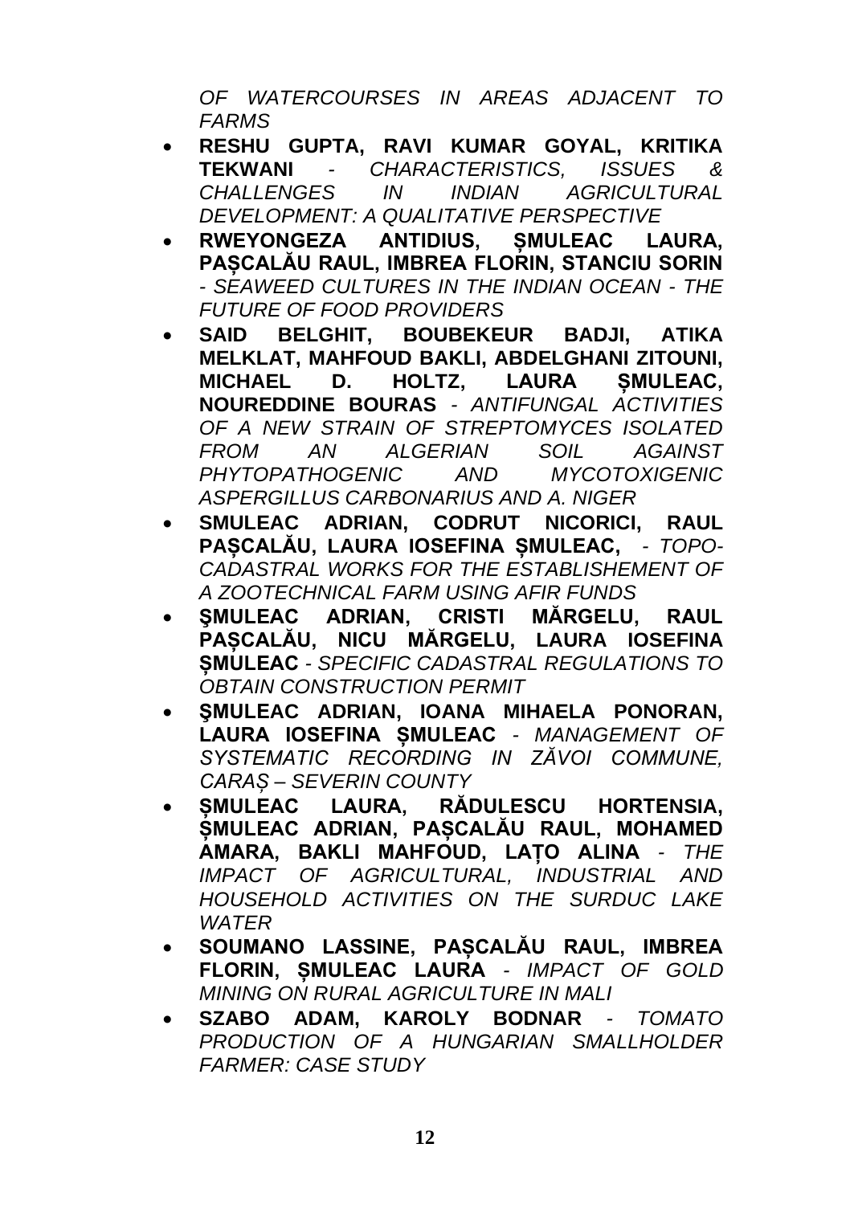*OF WATERCOURSES IN AREAS ADJACENT TO FARMS*

- **RESHU GUPTA, RAVI KUMAR GOYAL, KRITIKA TEKWANI** - *CHARACTERISTICS, ISSUES & CHALLENGES IN INDIAN AGRICULTURAL DEVELOPMENT: A QUALITATIVE PERSPECTIVE*
- **RWEYONGEZA ANTIDIUS, ȘMULEAC LAURA, PAȘCALĂU RAUL, IMBREA FLORIN, STANCIU SORIN** - *SEAWEED CULTURES IN THE INDIAN OCEAN - THE FUTURE OF FOOD PROVIDERS*
- **SAID BELGHIT, BOUBEKEUR BADJI, ATIKA MELKLAT, MAHFOUD BAKLI, ABDELGHANI ZITOUNI, MICHAEL D. HOLTZ, LAURA ȘMULEAC, NOUREDDINE BOURAS** - *ANTIFUNGAL ACTIVITIES OF A NEW STRAIN OF STREPTOMYCES ISOLATED FROM AN ALGERIAN SOIL AGAINST PHYTOPATHOGENIC AND MYCOTOXIGENIC ASPERGILLUS CARBONARIUS AND A. NIGER*
- **SMULEAC ADRIAN, CODRUT NICORICI, RAUL PAȘCALĂU, LAURA IOSEFINA ȘMULEAC,** - *TOPO-CADASTRAL WORKS FOR THE ESTABLISHEMENT OF A ZOOTECHNICAL FARM USING AFIR FUNDS*
- **ŞMULEAC ADRIAN, CRISTI MĂRGELU, RAUL PAȘCALĂU, NICU MĂRGELU, LAURA IOSEFINA ȘMULEAC** - *SPECIFIC CADASTRAL REGULATIONS TO OBTAIN CONSTRUCTION PERMIT*
- **ŞMULEAC ADRIAN, IOANA MIHAELA PONORAN, LAURA IOSEFINA ȘMULEAC** - *MANAGEMENT OF SYSTEMATIC RECORDING IN ZĂVOI COMMUNE, CARAȘ – SEVERIN COUNTY*
- **ȘMULEAC LAURA, RĂDULESCU HORTENSIA, ȘMULEAC ADRIAN, PAȘCALĂU RAUL, MOHAMED AMARA, BAKLI MAHFOUD, LAȚO ALINA** - *THE IMPACT OF AGRICULTURAL, INDUSTRIAL AND HOUSEHOLD ACTIVITIES ON THE SURDUC LAKE WATER*
- **SOUMANO LASSINE, PAȘCALĂU RAUL, IMBREA FLORIN, ȘMULEAC LAURA** - *IMPACT OF GOLD MINING ON RURAL AGRICULTURE IN MALI*
- **SZABO ADAM, KAROLY BODNAR** - *TOMATO PRODUCTION OF A HUNGARIAN SMALLHOLDER FARMER: CASE STUDY*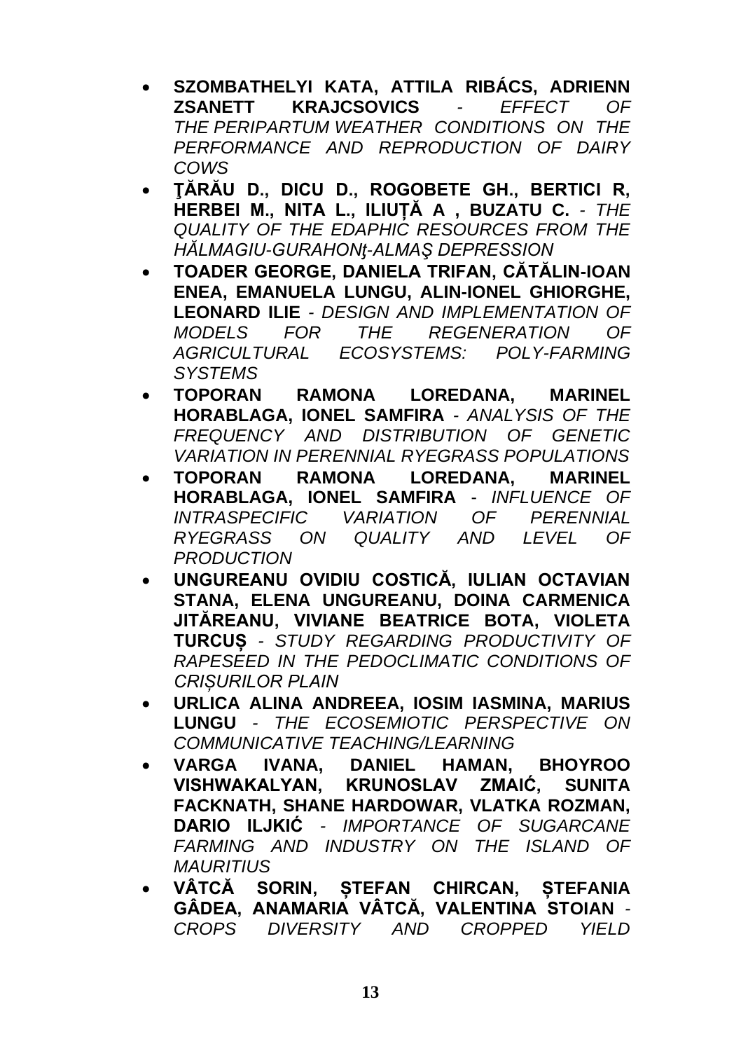- **SZOMBATHELYI KATA, ATTILA RIBÁCS, ADRIENN ZSANETT KRAJCSOVICS** - *EFFECT OF THE PERIPARTUM WEATHER CONDITIONS ON THE PERFORMANCE AND REPRODUCTION OF DAIRY COWS*
- **ŢĂRĂU D., DICU D., ROGOBETE GH., BERTICI R, HERBEI M., NITA L., ILIUȚĂ A , BUZATU C.** - *THE QUALITY OF THE EDAPHIC RESOURCES FROM THE HĂLMAGIU-GURAHONţ-ALMAŞ DEPRESSION*
- **TOADER GEORGE, DANIELA TRIFAN, CĂTĂLIN-IOAN ENEA, EMANUELA LUNGU, ALIN-IONEL GHIORGHE, LEONARD ILIE** - *DESIGN AND IMPLEMENTATION OF MODELS FOR THE REGENERATION OF AGRICULTURAL ECOSYSTEMS: POLY-FARMING SYSTEMS*
- **TOPORAN RAMONA LOREDANA, MARINEL HORABLAGA, IONEL SAMFIRA** - *ANALYSIS OF THE FREQUENCY AND DISTRIBUTION OF GENETIC VARIATION IN PERENNIAL RYEGRASS POPULATIONS*
- **TOPORAN RAMONA LOREDANA, MARINEL HORABLAGA, IONEL SAMFIRA** - *INFLUENCE OF INTRASPECIFIC VARIATION OF PERENNIAL RYEGRASS ON QUALITY AND LEVEL OF PRODUCTION*
- **UNGUREANU OVIDIU COSTICĂ, IULIAN OCTAVIAN STANA, ELENA UNGUREANU, DOINA CARMENICA JITĂREANU, VIVIANE BEATRICE BOTA, VIOLETA TURCUȘ** - *STUDY REGARDING PRODUCTIVITY OF RAPESEED IN THE PEDOCLIMATIC CONDITIONS OF CRIȘURILOR PLAIN*
- **URLICA ALINA ANDREEA, IOSIM IASMINA, MARIUS LUNGU** - *THE ECOSEMIOTIC PERSPECTIVE ON COMMUNICATIVE TEACHING/LEARNING*
- **VARGA IVANA, DANIEL HAMAN, BHOYROO VISHWAKALYAN, KRUNOSLAV ZMAIĆ, SUNITA FACKNATH, SHANE HARDOWAR, VLATKA ROZMAN, DARIO ILJKIĆ** - *IMPORTANCE OF SUGARCANE FARMING AND INDUSTRY ON THE ISLAND OF MAURITIUS*
- **VÂTCĂ SORIN, ȘTEFAN CHIRCAN, ȘTEFANIA GÂDEA, ANAMARIA VÂTCĂ, VALENTINA STOIAN** - *CROPS DIVERSITY AND CROPPED YIELD*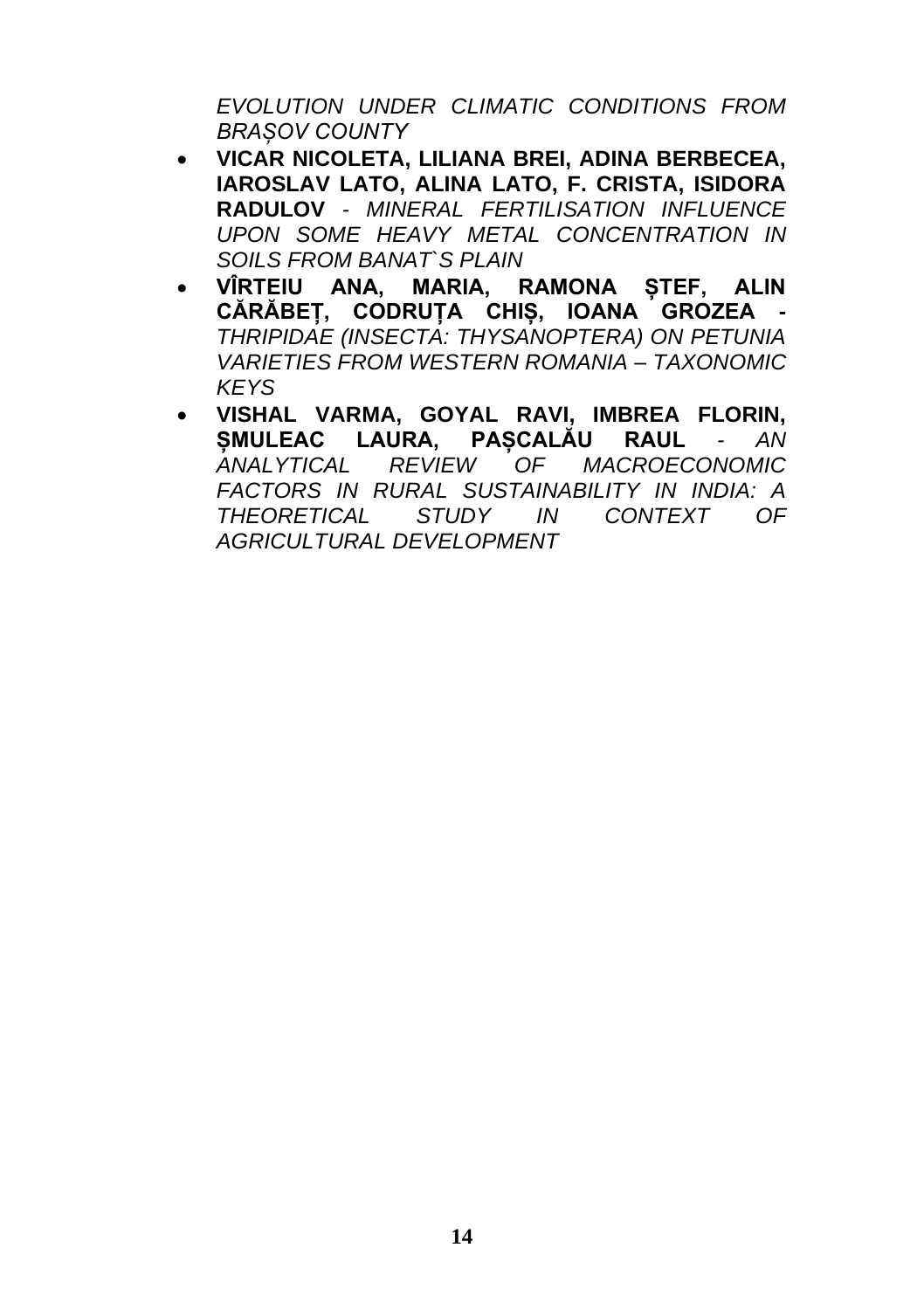*EVOLUTION UNDER CLIMATIC CONDITIONS FROM BRAȘOV COUNTY*

- **VICAR NICOLETA, LILIANA BREI, ADINA BERBECEA, IAROSLAV LATO, ALINA LATO, F. CRISTA, ISIDORA RADULOV** - *MINERAL FERTILISATION INFLUENCE UPON SOME HEAVY METAL CONCENTRATION IN SOILS FROM BANAT`S PLAIN*
- **VÎRTEIU ANA, MARIA, RAMONA ȘTEF, ALIN CĂRĂBEȚ, CODRUȚA CHIȘ, IOANA GROZEA** - *THRIPIDAE (INSECTA: THYSANOPTERA) ON PETUNIA VARIETIES FROM WESTERN ROMANIA – TAXONOMIC KEYS*
- **VISHAL VARMA, GOYAL RAVI, IMBREA FLORIN, ȘMULEAC LAURA, PAȘCALĂU RAUL** - *AN ANALYTICAL REVIEW OF MACROECONOMIC FACTORS IN RURAL SUSTAINABILITY IN INDIA: A THEORETICAL STUDY IN CONTEXT OF AGRICULTURAL DEVELOPMENT*